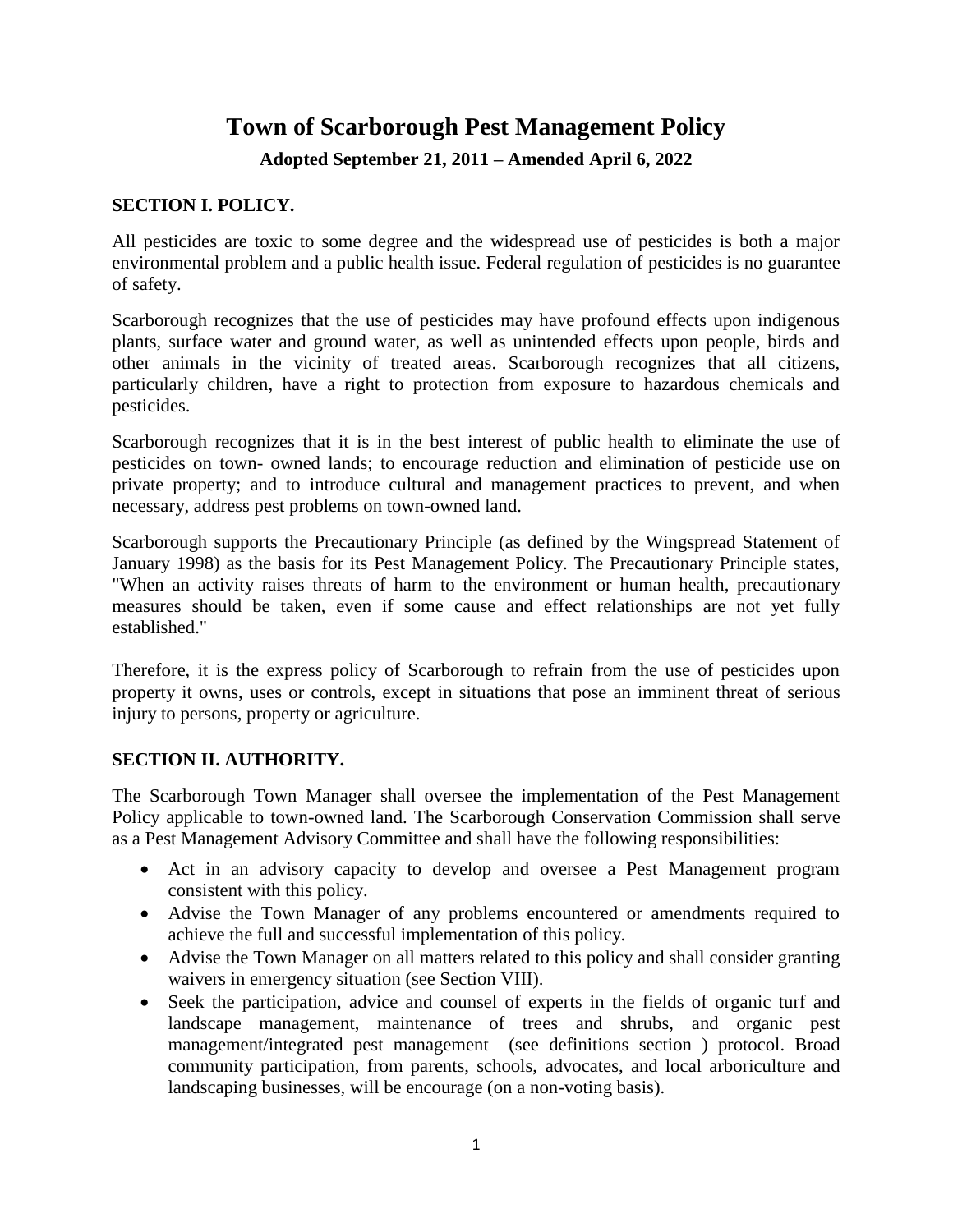# Town of Scarborough Pest Management Policy

### Adopted September 21, 2011 – Amended April 6, 2022

## SECTION I. POLICY.

All pesticides are toxic to some degree and the widespread use of pesticides is both a major environmental problem and a public health issue. Federal regulation of pesticides is no guarantee of safety.

Scarborough recognizes that the use of pesticides may have profound effects upon indigenous plants, surface water and ground water, as well as unintended effects upon people, birds and other animals in the vicinity of treated areas. Scarborough recognizes that all citizens, particularly children, have a right to protection from exposure to hazardous chemicals and pesticides.

Scarborough recognizes that it is in the best interest of public health to eliminate the use of pesticides on town- owned lands; to encourage reduction and elimination of pesticide use on private property; and to introduce cultural and management practices to prevent, and when necessary, address pest problems on town-owned land.

Scarborough supports the Precautionary Principle (as defined by the Wingspread Statement of January 1998) as the basis for its Pest Management Policy. The Precautionary Principle states, "When an activity raises threats of harm to the environment or human health, precautionary measures should be taken, even if some cause and effect relationships are not yet fully established."

Therefore, it is the express policy of Scarborough to refrain from the use of pesticides upon property it owns, uses or controls, except in situations that pose an imminent threat of serious injury to persons, property or agriculture.

## SECTION II. AUTHORITY.

The Scarborough Town Manager shall oversee the implementation of the Pest Management Policy applicable to town-owned land. The Scarborough Conservation Commission shall serve as a Pest Management Advisory Committee and shall have the following responsibilities:

- Act in an advisory capacity to develop and oversee a Pest Management program consistent with this policy.
- Advise the Town Manager of any problems encountered or amendments required to achieve the full and successful implementation of this policy.
- Advise the Town Manager on all matters related to this policy and shall consider granting waivers in emergency situation (see Section VIII).
- Seek the participation, advice and counsel of experts in the fields of organic turf and landscape management, maintenance of trees and shrubs, and organic pest management/integrated pest management (see definitions section ) protocol. Broad community participation, from parents, schools, advocates, and local arboriculture and landscaping businesses, will be encourage (on a non-voting basis).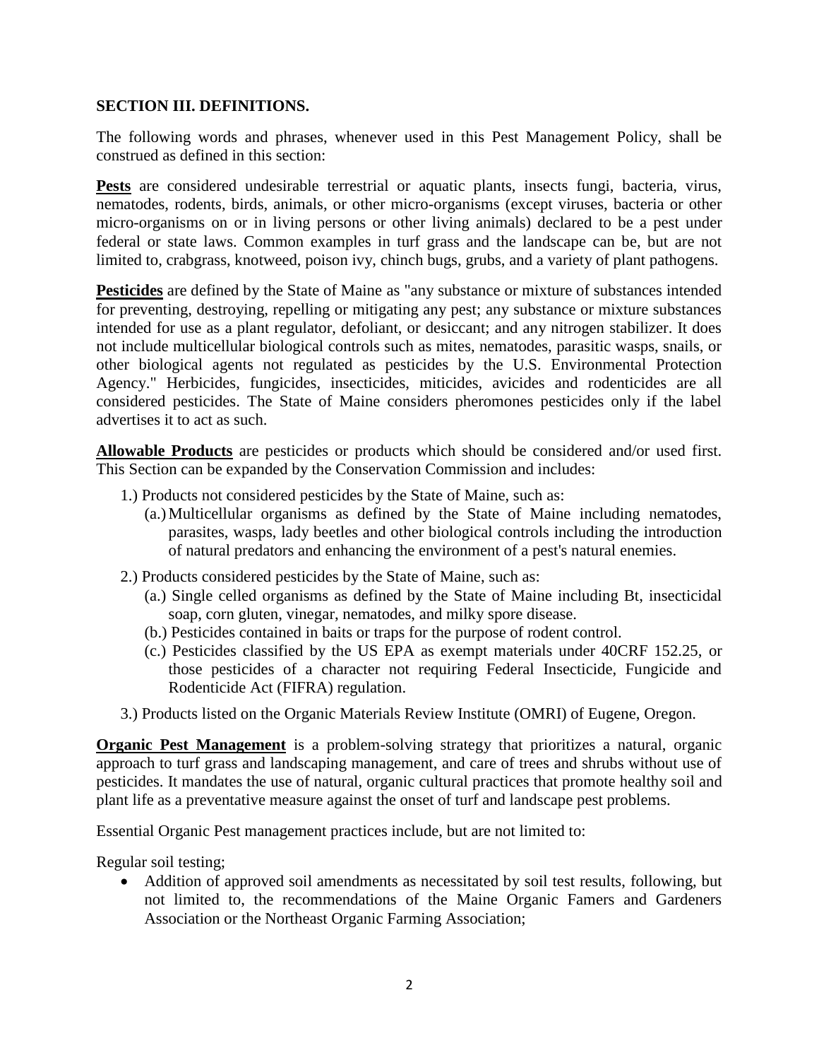## SECTION III. DEFINITIONS.

The following words and phrases, whenever used in this Pest Management Policy, shall be construed as defined in this section:

**Pests** are considered undesirable terrestrial or aquatic plants, insects fungi, bacteria, virus, nematodes, rodents, birds, animals, or other micro-organisms (except viruses, bacteria or other micro-organisms on or in living persons or other living animals) declared to be a pest under federal or state laws. Common examples in turf grass and the landscape can be, but are not limited to, crabgrass, knotweed, poison ivy, chinch bugs, grubs, and a variety of plant pathogens.

**Pesticides** are defined by the State of Maine as "any substance or mixture of substances intended for preventing, destroying, repelling or mitigating any pest; any substance or mixture substances intended for use as a plant regulator, defoliant, or desiccant; and any nitrogen stabilizer. It does not include multicellular biological controls such as mites, nematodes, parasitic wasps, snails, or other biological agents not regulated as pesticides by the U.S. Environmental Protection Agency." Herbicides, fungicides, insecticides, miticides, avicides and rodenticides are all considered pesticides. The State of Maine considers pheromones pesticides only if the label advertises it to act as such.

**Allowable Products** are pesticides or products which should be considered and/or used first. This Section can be expanded by the Conservation Commission and includes:

1.) Products not considered pesticides by the State of Maine, such as:
   - (a.) Multicellular organisms as defined by the State of Maine including nematodes, parasites, wasps, lady beetles and other biological controls including the introduction of natural predators and enhancing the environment of a pest's natural enemies.

2.) Products considered pesticides by the State of Maine, such as:
   - (a.) Single celled organisms as defined by the State of Maine including Bt, insecticidal soap, corn gluten, vinegar, nematodes, and milky spore disease.
   - (b.) Pesticides contained in baits or traps for the purpose of rodent control.
   - (c.) Pesticides classified by the US EPA as exempt materials under 40CRF 152.25, or those pesticides of a character not requiring Federal Insecticide, Fungicide and Rodenticide Act (FIFRA) regulation.

3.) Products listed on the Organic Materials Review Institute (OMRI) of Eugene, Oregon.

**Organic Pest Management** is a problem-solving strategy that prioritizes a natural, organic approach to turf grass and landscaping management, and care of trees and shrubs without use of pesticides. It mandates the use of natural, organic cultural practices that promote healthy soil and plant life as a preventative measure against the onset of turf and landscape pest problems.

Essential Organic Pest management practices include, but are not limited to:

Regular soil testing;

- Addition of approved soil amendments as necessitated by soil test results, following, but not limited to, the recommendations of the Maine Organic Famers and Gardeners Association or the Northeast Organic Farming Association;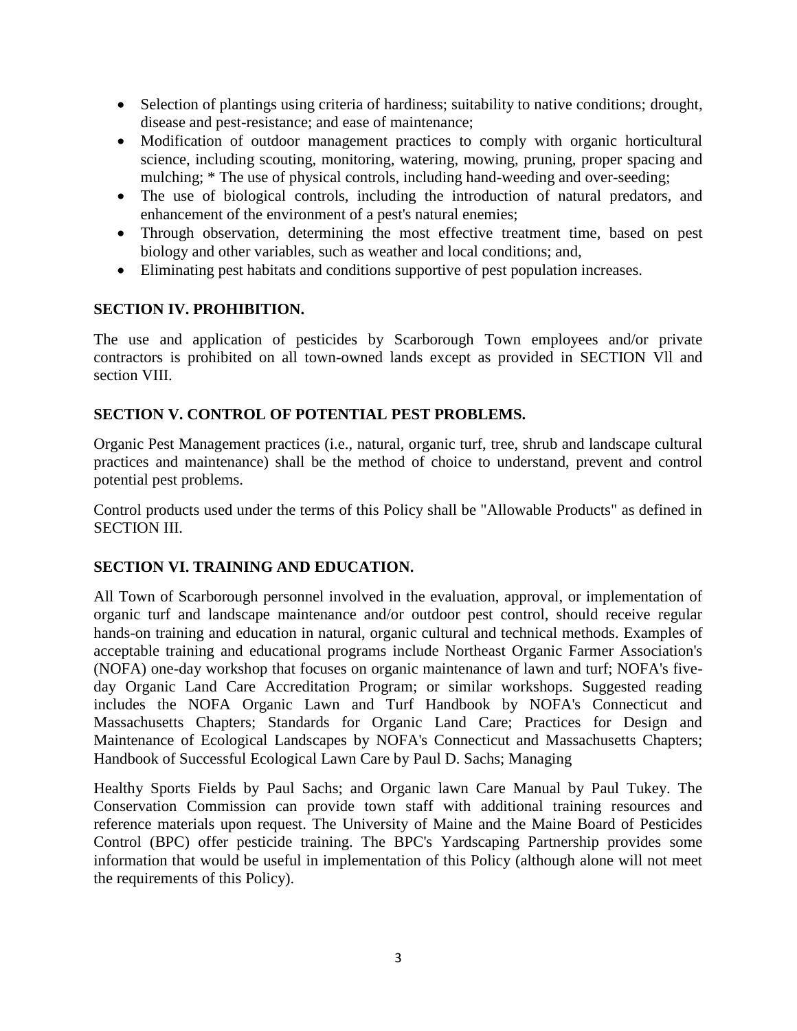- Selection of plantings using criteria of hardiness; suitability to native conditions; drought, disease and pest-resistance; and ease of maintenance;
- Modification of outdoor management practices to comply with organic horticultural science, including scouting, monitoring, watering, mowing, pruning, proper spacing and mulching; * The use of physical controls, including hand-weeding and over-seeding;
- The use of biological controls, including the introduction of natural predators, and enhancement of the environment of a pest's natural enemies;
- Through observation, determining the most effective treatment time, based on pest biology and other variables, such as weather and local conditions; and,
- Eliminating pest habitats and conditions supportive of pest population increases.

## SECTION IV. PROHIBITION.

The use and application of pesticides by Scarborough Town employees and/or private contractors is prohibited on all town-owned lands except as provided in SECTION Vll and section VIII.

## SECTION V. CONTROL OF POTENTIAL PEST PROBLEMS.

Organic Pest Management practices (i.e., natural, organic turf, tree, shrub and landscape cultural practices and maintenance) shall be the method of choice to understand, prevent and control potential pest problems.

Control products used under the terms of this Policy shall be "Allowable Products" as defined in SECTION III.

## SECTION VI. TRAINING AND EDUCATION.

All Town of Scarborough personnel involved in the evaluation, approval, or implementation of organic turf and landscape maintenance and/or outdoor pest control, should receive regular hands-on training and education in natural, organic cultural and technical methods. Examples of acceptable training and educational programs include Northeast Organic Farmer Association's (NOFA) one-day workshop that focuses on organic maintenance of lawn and turf; NOFA's five-day Organic Land Care Accreditation Program; or similar workshops. Suggested reading includes the NOFA Organic Lawn and Turf Handbook by NOFA's Connecticut and Massachusetts Chapters; Standards for Organic Land Care; Practices for Design and Maintenance of Ecological Landscapes by NOFA's Connecticut and Massachusetts Chapters; Handbook of Successful Ecological Lawn Care by Paul D. Sachs; Managing

Healthy Sports Fields by Paul Sachs; and Organic lawn Care Manual by Paul Tukey. The Conservation Commission can provide town staff with additional training resources and reference materials upon request. The University of Maine and the Maine Board of Pesticides Control (BPC) offer pesticide training. The BPC's Yardscaping Partnership provides some information that would be useful in implementation of this Policy (although alone will not meet the requirements of this Policy).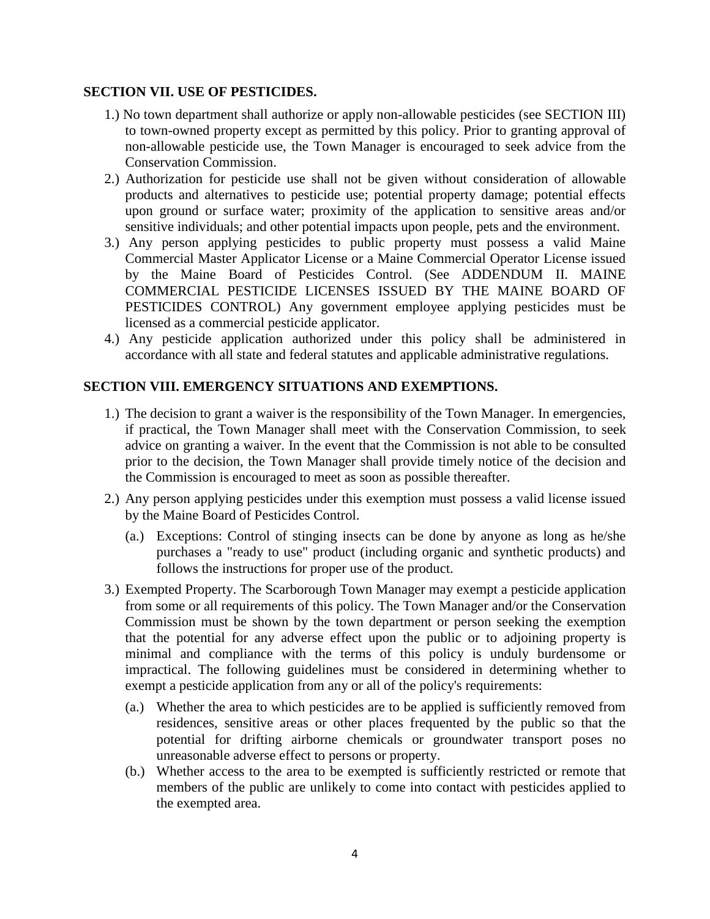## SECTION VII. USE OF PESTICIDES.

1.) No town department shall authorize or apply non-allowable pesticides (see SECTION III) to town-owned property except as permitted by this policy. Prior to granting approval of non-allowable pesticide use, the Town Manager is encouraged to seek advice from the Conservation Commission.
2.) Authorization for pesticide use shall not be given without consideration of allowable products and alternatives to pesticide use; potential property damage; potential effects upon ground or surface water; proximity of the application to sensitive areas and/or sensitive individuals; and other potential impacts upon people, pets and the environment.
3.) Any person applying pesticides to public property must possess a valid Maine Commercial Master Applicator License or a Maine Commercial Operator License issued by the Maine Board of Pesticides Control. (See ADDENDUM II. MAINE COMMERCIAL PESTICIDE LICENSES ISSUED BY THE MAINE BOARD OF PESTICIDES CONTROL) Any government employee applying pesticides must be licensed as a commercial pesticide applicator.
4.) Any pesticide application authorized under this policy shall be administered in accordance with all state and federal statutes and applicable administrative regulations.

## SECTION VIII. EMERGENCY SITUATIONS AND EXEMPTIONS.

1.) The decision to grant a waiver is the responsibility of the Town Manager. In emergencies, if practical, the Town Manager shall meet with the Conservation Commission, to seek advice on granting a waiver. In the event that the Commission is not able to be consulted prior to the decision, the Town Manager shall provide timely notice of the decision and the Commission is encouraged to meet as soon as possible thereafter.
2.) Any person applying pesticides under this exemption must possess a valid license issued by the Maine Board of Pesticides Control.
   - (a.) Exceptions: Control of stinging insects can be done by anyone as long as he/she purchases a "ready to use" product (including organic and synthetic products) and follows the instructions for proper use of the product.
3.) Exempted Property. The Scarborough Town Manager may exempt a pesticide application from some or all requirements of this policy. The Town Manager and/or the Conservation Commission must be shown by the town department or person seeking the exemption that the potential for any adverse effect upon the public or to adjoining property is minimal and compliance with the terms of this policy is unduly burdensome or impractical. The following guidelines must be considered in determining whether to exempt a pesticide application from any or all of the policy's requirements:
   - (a.) Whether the area to which pesticides are to be applied is sufficiently removed from residences, sensitive areas or other places frequented by the public so that the potential for drifting airborne chemicals or groundwater transport poses no unreasonable adverse effect to persons or property.
   - (b.) Whether access to the area to be exempted is sufficiently restricted or remote that members of the public are unlikely to come into contact with pesticides applied to the exempted area.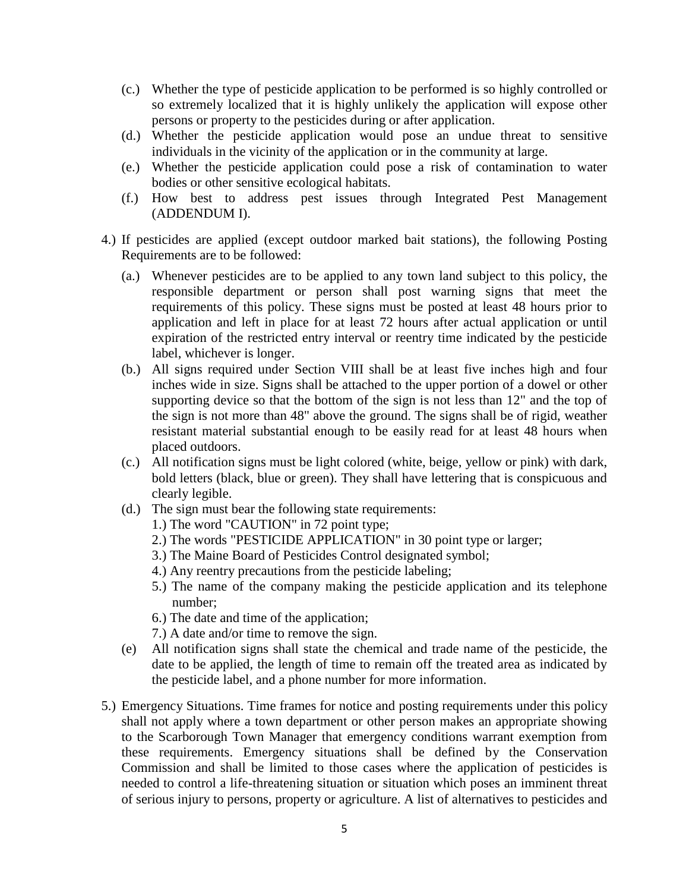(c.) Whether the type of pesticide application to be performed is so highly controlled or so extremely localized that it is highly unlikely the application will expose other persons or property to the pesticides during or after application.

(d.) Whether the pesticide application would pose an undue threat to sensitive individuals in the vicinity of the application or in the community at large.

(e.) Whether the pesticide application could pose a risk of contamination to water bodies or other sensitive ecological habitats.

(f.) How best to address pest issues through Integrated Pest Management (ADDENDUM I).

4.) If pesticides are applied (except outdoor marked bait stations), the following Posting Requirements are to be followed:

(a.) Whenever pesticides are to be applied to any town land subject to this policy, the responsible department or person shall post warning signs that meet the requirements of this policy. These signs must be posted at least 48 hours prior to application and left in place for at least 72 hours after actual application or until expiration of the restricted entry interval or reentry time indicated by the pesticide label, whichever is longer.

(b.) All signs required under Section VIII shall be at least five inches high and four inches wide in size. Signs shall be attached to the upper portion of a dowel or other supporting device so that the bottom of the sign is not less than 12" and the top of the sign is not more than 48" above the ground. The signs shall be of rigid, weather resistant material substantial enough to be easily read for at least 48 hours when placed outdoors.

(c.) All notification signs must be light colored (white, beige, yellow or pink) with dark, bold letters (black, blue or green). They shall have lettering that is conspicuous and clearly legible.

(d.) The sign must bear the following state requirements:

1.) The word "CAUTION" in 72 point type;
2.) The words "PESTICIDE APPLICATION" in 30 point type or larger;
3.) The Maine Board of Pesticides Control designated symbol;
4.) Any reentry precautions from the pesticide labeling;
5.) The name of the company making the pesticide application and its telephone number;
6.) The date and time of the application;
7.) A date and/or time to remove the sign.

(e) All notification signs shall state the chemical and trade name of the pesticide, the date to be applied, the length of time to remain off the treated area as indicated by the pesticide label, and a phone number for more information.

5.) Emergency Situations. Time frames for notice and posting requirements under this policy shall not apply where a town department or other person makes an appropriate showing to the Scarborough Town Manager that emergency conditions warrant exemption from these requirements. Emergency situations shall be defined by the Conservation Commission and shall be limited to those cases where the application of pesticides is needed to control a life-threatening situation or situation which poses an imminent threat of serious injury to persons, property or agriculture. A list of alternatives to pesticides and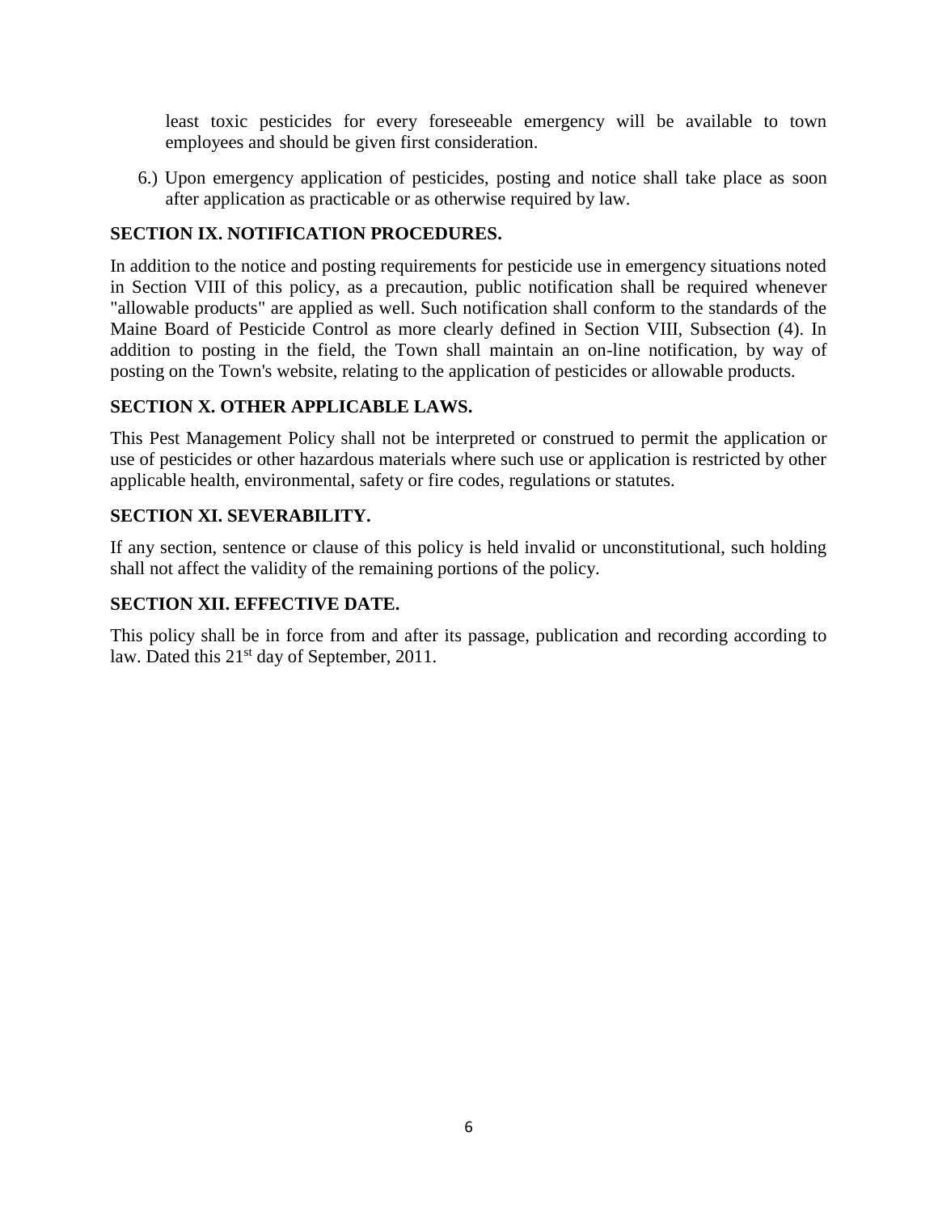least toxic pesticides for every foreseeable emergency will be available to town employees and should be given first consideration.

6.) Upon emergency application of pesticides, posting and notice shall take place as soon after application as practicable or as otherwise required by law.

**SECTION IX. NOTIFICATION PROCEDURES.**

In addition to the notice and posting requirements for pesticide use in emergency situations noted in Section VIII of this policy, as a precaution, public notification shall be required whenever "allowable products" are applied as well. Such notification shall conform to the standards of the Maine Board of Pesticide Control as more clearly defined in Section VIII, Subsection (4). In addition to posting in the field, the Town shall maintain an on-line notification, by way of posting on the Town's website, relating to the application of pesticides or allowable products.

**SECTION X. OTHER APPLICABLE LAWS.**

This Pest Management Policy shall not be interpreted or construed to permit the application or use of pesticides or other hazardous materials where such use or application is restricted by other applicable health, environmental, safety or fire codes, regulations or statutes.

**SECTION XI. SEVERABILITY.**

If any section, sentence or clause of this policy is held invalid or unconstitutional, such holding shall not affect the validity of the remaining portions of the policy.

**SECTION XII. EFFECTIVE DATE.**

This policy shall be in force from and after its passage, publication and recording according to law. Dated this 21st day of September, 2011.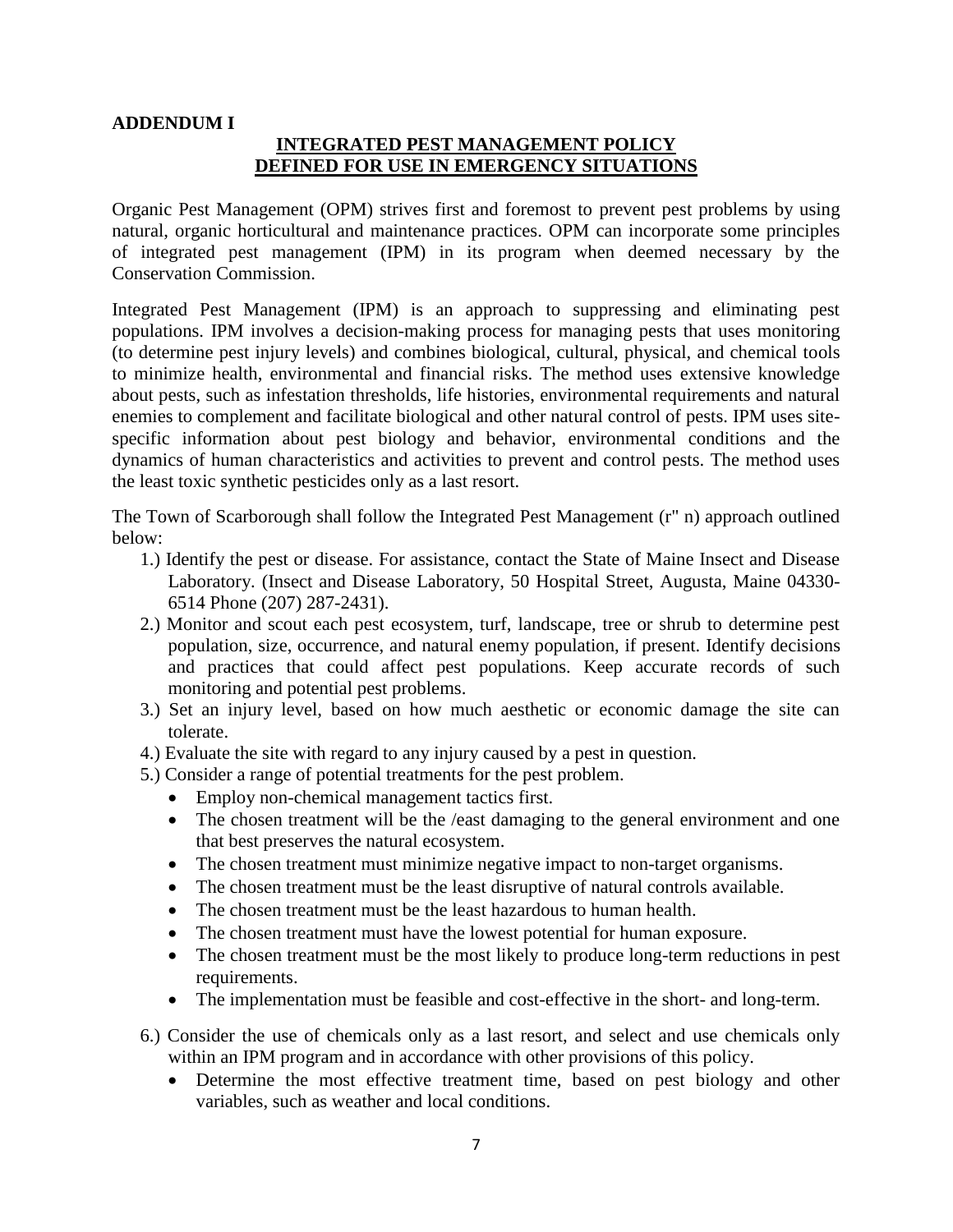**ADDENDUM I**

**INTEGRATED PEST MANAGEMENT POLICY**
**DEFINED FOR USE IN EMERGENCY SITUATIONS**

Organic Pest Management (OPM) strives first and foremost to prevent pest problems by using natural, organic horticultural and maintenance practices. OPM can incorporate some principles of integrated pest management (IPM) in its program when deemed necessary by the Conservation Commission.

Integrated Pest Management (IPM) is an approach to suppressing and eliminating pest populations. IPM involves a decision-making process for managing pests that uses monitoring (to determine pest injury levels) and combines biological, cultural, physical, and chemical tools to minimize health, environmental and financial risks. The method uses extensive knowledge about pests, such as infestation thresholds, life histories, environmental requirements and natural enemies to complement and facilitate biological and other natural control of pests. IPM uses site-specific information about pest biology and behavior, environmental conditions and the dynamics of human characteristics and activities to prevent and control pests. The method uses the least toxic synthetic pesticides only as a last resort.

The Town of Scarborough shall follow the Integrated Pest Management (r" n) approach outlined below:

1.) Identify the pest or disease. For assistance, contact the State of Maine Insect and Disease Laboratory. (Insect and Disease Laboratory, 50 Hospital Street, Augusta, Maine 04330-6514 Phone (207) 287-2431).
2.) Monitor and scout each pest ecosystem, turf, landscape, tree or shrub to determine pest population, size, occurrence, and natural enemy population, if present. Identify decisions and practices that could affect pest populations. Keep accurate records of such monitoring and potential pest problems.
3.) Set an injury level, based on how much aesthetic or economic damage the site can tolerate.
4.) Evaluate the site with regard to any injury caused by a pest in question.
5.) Consider a range of potential treatments for the pest problem.
   - Employ non-chemical management tactics first.
   - The chosen treatment will be the /east damaging to the general environment and one that best preserves the natural ecosystem.
   - The chosen treatment must minimize negative impact to non-target organisms.
   - The chosen treatment must be the least disruptive of natural controls available.
   - The chosen treatment must be the least hazardous to human health.
   - The chosen treatment must have the lowest potential for human exposure.
   - The chosen treatment must be the most likely to produce long-term reductions in pest requirements.
   - The implementation must be feasible and cost-effective in the short- and long-term.
6.) Consider the use of chemicals only as a last resort, and select and use chemicals only within an IPM program and in accordance with other provisions of this policy.
   - Determine the most effective treatment time, based on pest biology and other variables, such as weather and local conditions.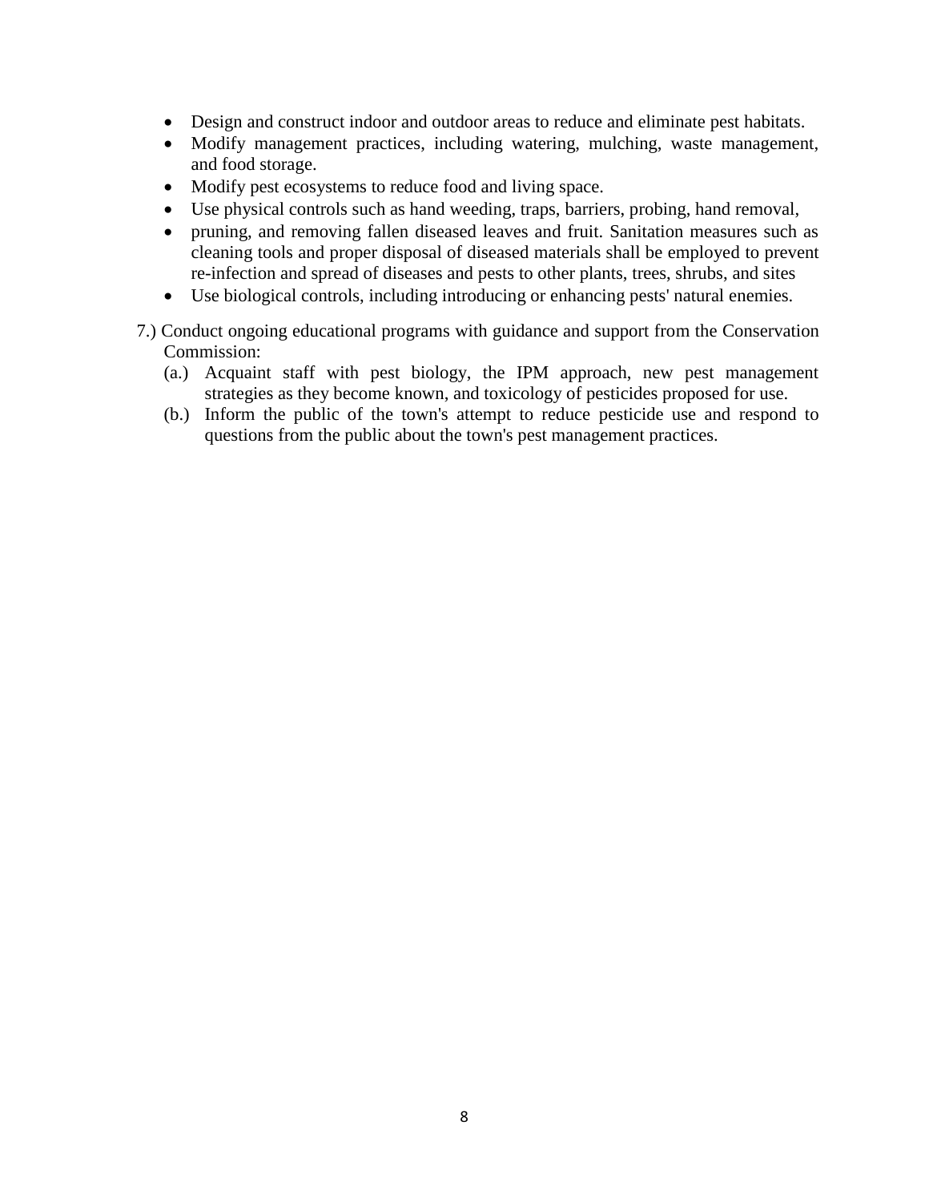- Design and construct indoor and outdoor areas to reduce and eliminate pest habitats.
- Modify management practices, including watering, mulching, waste management, and food storage.
- Modify pest ecosystems to reduce food and living space.
- Use physical controls such as hand weeding, traps, barriers, probing, hand removal,
- pruning, and removing fallen diseased leaves and fruit. Sanitation measures such as cleaning tools and proper disposal of diseased materials shall be employed to prevent re-infection and spread of diseases and pests to other plants, trees, shrubs, and sites
- Use biological controls, including introducing or enhancing pests' natural enemies.

7.) Conduct ongoing educational programs with guidance and support from the Conservation Commission:

(a.) Acquaint staff with pest biology, the IPM approach, new pest management strategies as they become known, and toxicology of pesticides proposed for use.

(b.) Inform the public of the town's attempt to reduce pesticide use and respond to questions from the public about the town's pest management practices.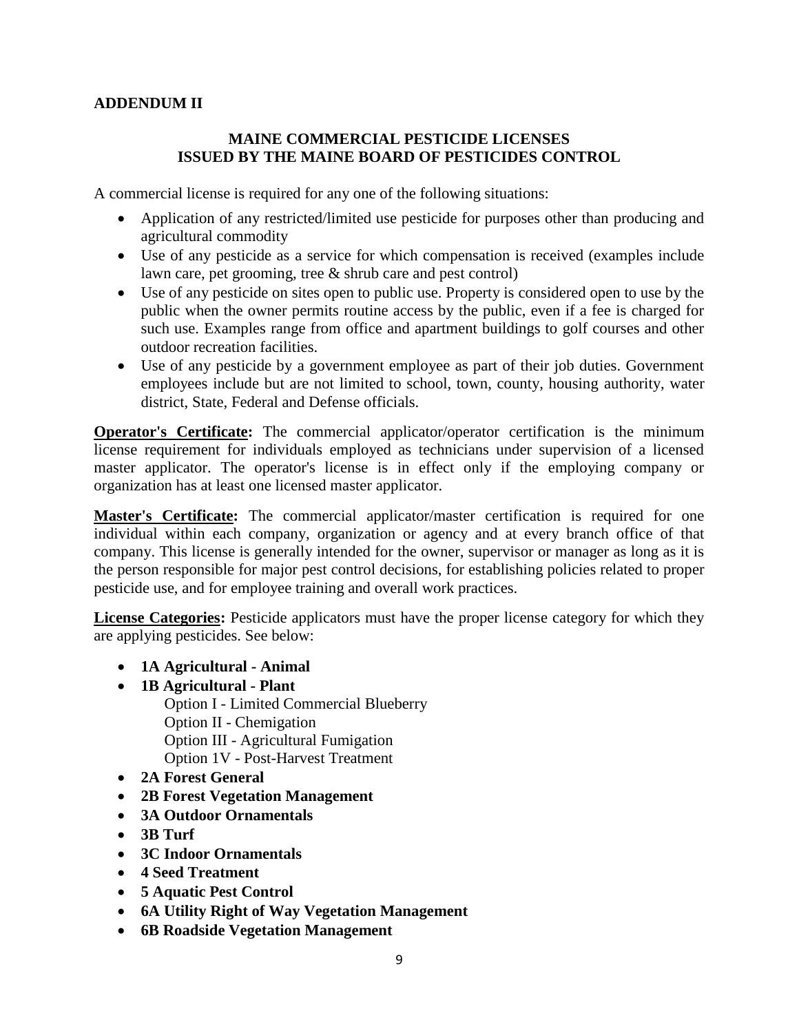**ADDENDUM II**

## MAINE COMMERCIAL PESTICIDE LICENSES ISSUED BY THE MAINE BOARD OF PESTICIDES CONTROL

A commercial license is required for any one of the following situations:

- Application of any restricted/limited use pesticide for purposes other than producing and agricultural commodity
- Use of any pesticide as a service for which compensation is received (examples include lawn care, pet grooming, tree & shrub care and pest control)
- Use of any pesticide on sites open to public use. Property is considered open to use by the public when the owner permits routine access by the public, even if a fee is charged for such use. Examples range from office and apartment buildings to golf courses and other outdoor recreation facilities.
- Use of any pesticide by a government employee as part of their job duties. Government employees include but are not limited to school, town, county, housing authority, water district, State, Federal and Defense officials.

**Operator's Certificate:** The commercial applicator/operator certification is the minimum license requirement for individuals employed as technicians under supervision of a licensed master applicator. The operator's license is in effect only if the employing company or organization has at least one licensed master applicator.

**Master's Certificate:** The commercial applicator/master certification is required for one individual within each company, organization or agency and at every branch office of that company. This license is generally intended for the owner, supervisor or manager as long as it is the person responsible for major pest control decisions, for establishing policies related to proper pesticide use, and for employee training and overall work practices.

**License Categories:** Pesticide applicators must have the proper license category for which they are applying pesticides. See below:

- **1A Agricultural - Animal**
- **1B Agricultural - Plant**
  - Option I - Limited Commercial Blueberry
  - Option II - Chemigation
  - Option III - Agricultural Fumigation
  - Option 1V - Post-Harvest Treatment
- **2A Forest General**
- **2B Forest Vegetation Management**
- **3A Outdoor Ornamentals**
- **3B Turf**
- **3C Indoor Ornamentals**
- **4 Seed Treatment**
- **5 Aquatic Pest Control**
- **6A Utility Right of Way Vegetation Management**
- **6B Roadside Vegetation Management**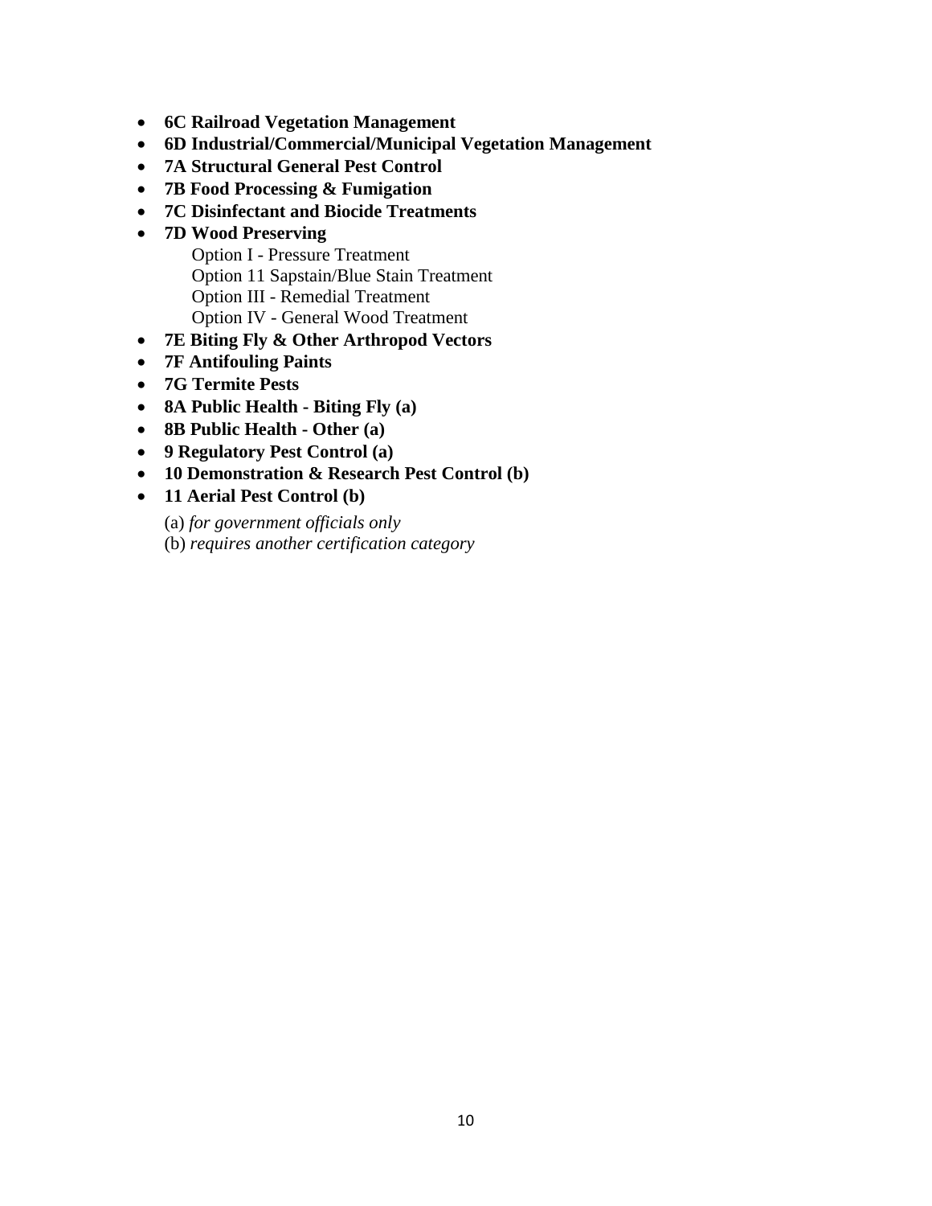- **6C Railroad Vegetation Management**
- **6D Industrial/Commercial/Municipal Vegetation Management**
- **7A Structural General Pest Control**
- **7B Food Processing & Fumigation**
- **7C Disinfectant and Biocide Treatments**
- **7D Wood Preserving**
  Option I - Pressure Treatment
  Option 11 Sapstain/Blue Stain Treatment
  Option III - Remedial Treatment
  Option IV - General Wood Treatment
- **7E Biting Fly & Other Arthropod Vectors**
- **7F Antifouling Paints**
- **7G Termite Pests**
- **8A Public Health - Biting Fly (a)**
- **8B Public Health - Other (a)**
- **9 Regulatory Pest Control (a)**
- **10 Demonstration & Research Pest Control (b)**
- **11 Aerial Pest Control (b)**

  (a) *for government officials only*
  (b) *requires another certification category*